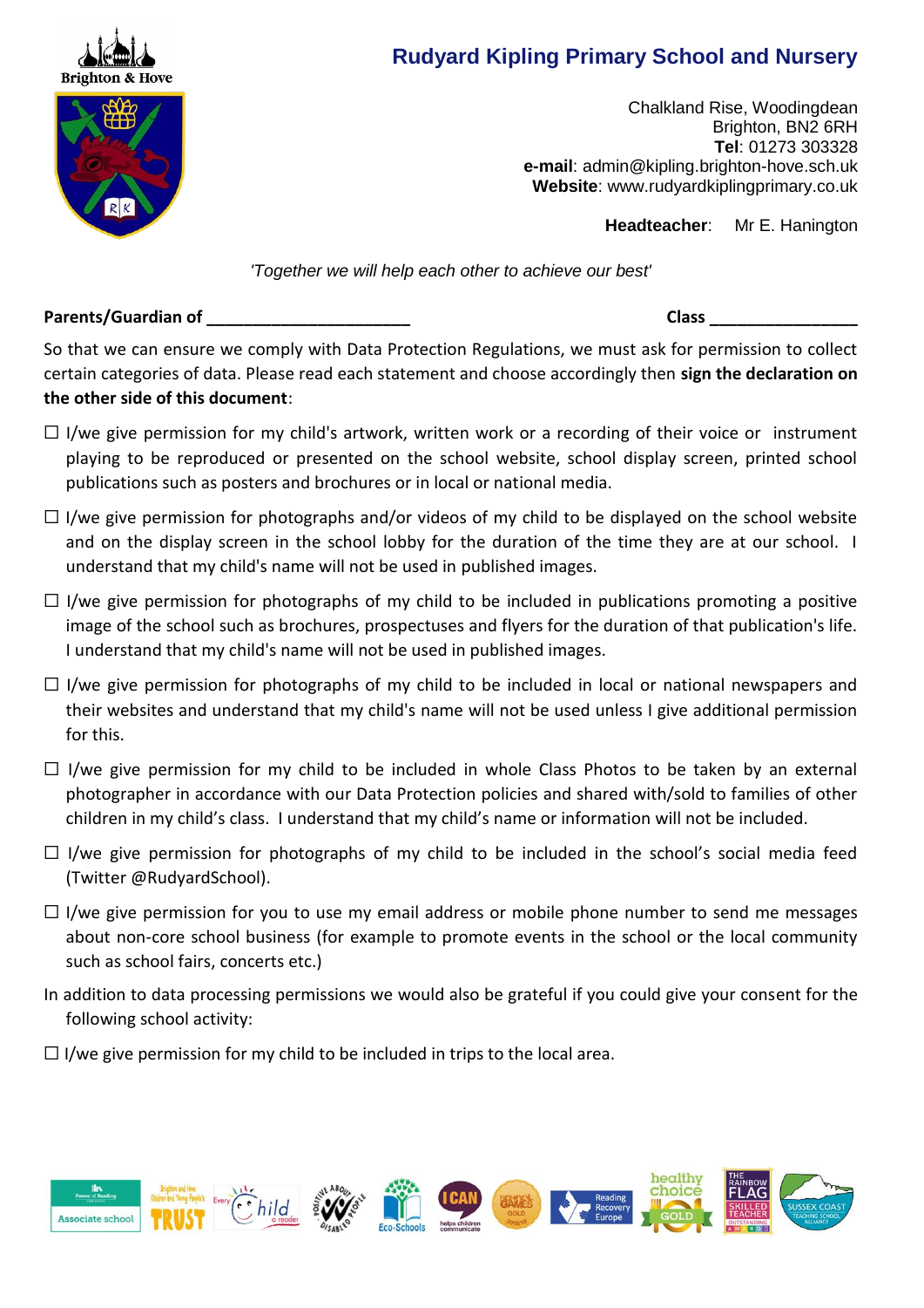Brighton & Hove

# Rudyard Kipling Primary School and Nursery

Chalkland Rise, Woodingdean
Brighton, BN2 6RH
**Tel**: 01273 303328
**e-mail**: admin@kipling.brighton-hove.sch.uk
**Website**: www.rudyardkiplingprimary.co.uk

**Headteacher**: Mr E. Hanington

*'Together we will help each other to achieve our best'*

**Parents/Guardian of ______________________** **Class _______________**

So that we can ensure we comply with Data Protection Regulations, we must ask for permission to collect certain categories of data. Please read each statement and choose accordingly then **sign the declaration on the other side of this document**:

☐ I/we give permission for my child's artwork, written work or a recording of their voice or instrument playing to be reproduced or presented on the school website, school display screen, printed school publications such as posters and brochures or in local or national media.

☐ I/we give permission for photographs and/or videos of my child to be displayed on the school website and on the display screen in the school lobby for the duration of the time they are at our school. I understand that my child's name will not be used in published images.

☐ I/we give permission for photographs of my child to be included in publications promoting a positive image of the school such as brochures, prospectuses and flyers for the duration of that publication's life. I understand that my child's name will not be used in published images.

☐ I/we give permission for photographs of my child to be included in local or national newspapers and their websites and understand that my child's name will not be used unless I give additional permission for this.

☐ I/we give permission for my child to be included in whole Class Photos to be taken by an external photographer in accordance with our Data Protection policies and shared with/sold to families of other children in my child's class. I understand that my child's name or information will not be included.

☐ I/we give permission for photographs of my child to be included in the school's social media feed (Twitter @RudyardSchool).

☐ I/we give permission for you to use my email address or mobile phone number to send me messages about non-core school business (for example to promote events in the school or the local community such as school fairs, concerts etc.)

In addition to data processing permissions we would also be grateful if you could give your consent for the following school activity:

☐ I/we give permission for my child to be included in trips to the local area.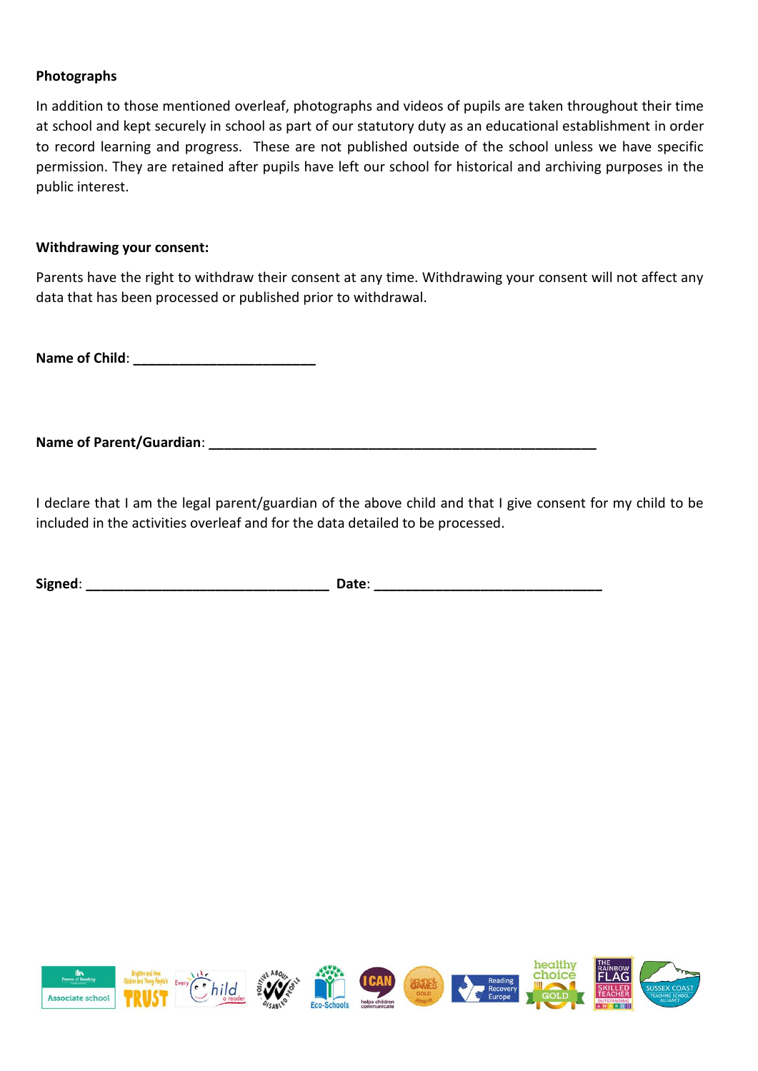**Photographs**

In addition to those mentioned overleaf, photographs and videos of pupils are taken throughout their time at school and kept securely in school as part of our statutory duty as an educational establishment in order to record learning and progress. These are not published outside of the school unless we have specific permission. They are retained after pupils have left our school for historical and archiving purposes in the public interest.

**Withdrawing your consent:**

Parents have the right to withdraw their consent at any time. Withdrawing your consent will not affect any data that has been processed or published prior to withdrawal.

**Name of Child**: _________________________

**Name of Parent/Guardian**: ______________________________________________________

I declare that I am the legal parent/guardian of the above child and that I give consent for my child to be included in the activities overleaf and for the data detailed to be processed.

**Signed**: _________________________________ **Date**: _______________________________